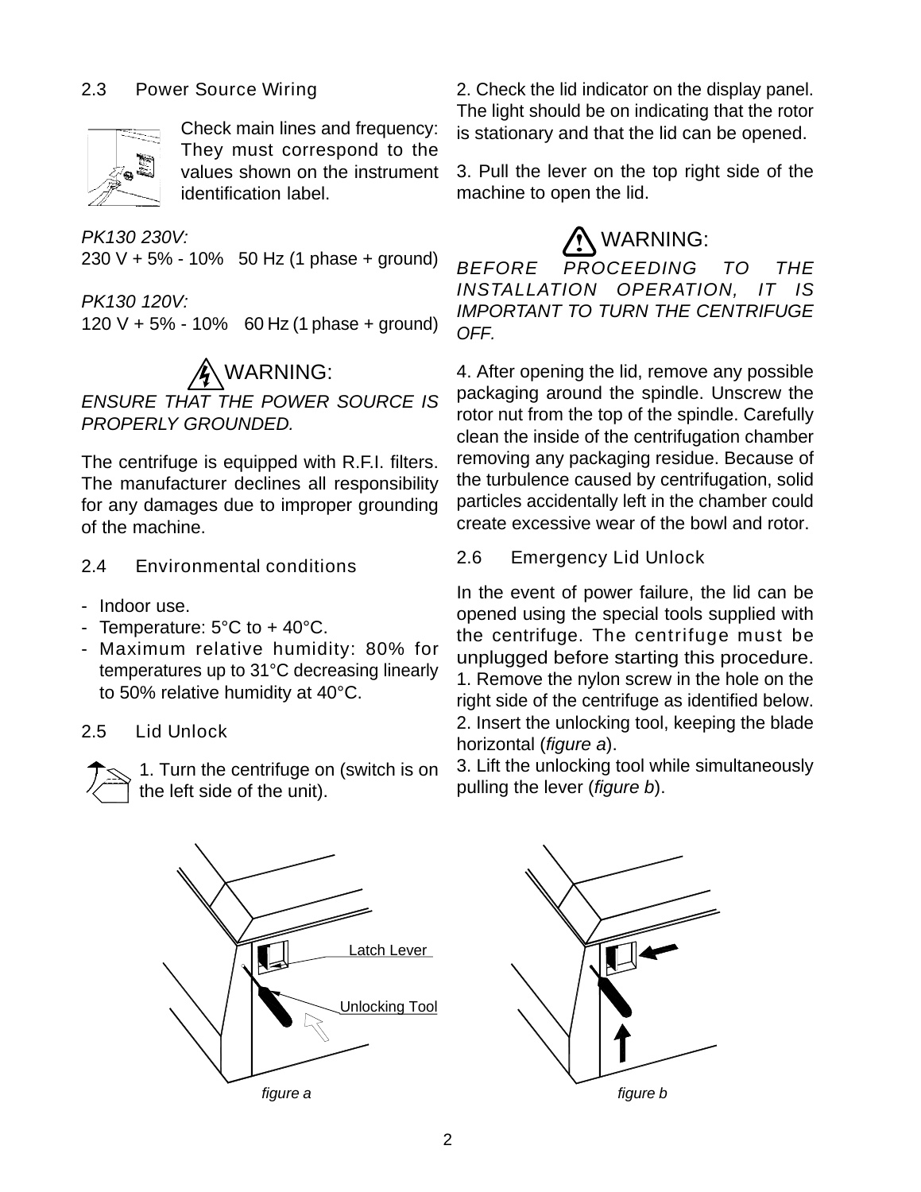## 2.3 Power Source Wiring

Check main lines and frequency: They must correspond to the values shown on the instrument identification label.

*PK130 230V:*
230 V + 5% - 10% 50 Hz (1 phase + ground)

*PK130 120V:*
120 V + 5% - 10% 60 Hz (1 phase + ground)

**WARNING:**

*ENSURE THAT THE POWER SOURCE IS PROPERLY GROUNDED.*

The centrifuge is equipped with R.F.I. filters. The manufacturer declines all responsibility for any damages due to improper grounding of the machine.

## 2.4 Environmental conditions

- Indoor use.
- Temperature: 5°C to + 40°C.
- Maximum relative humidity: 80% for temperatures up to 31°C decreasing linearly to 50% relative humidity at 40°C.

## 2.5 Lid Unlock

1. Turn the centrifuge on (switch is on the left side of the unit).

2. Check the lid indicator on the display panel. The light should be on indicating that the rotor is stationary and that the lid can be opened.

3. Pull the lever on the top right side of the machine to open the lid.

**WARNING:**

*BEFORE PROCEEDING TO THE INSTALLATION OPERATION, IT IS IMPORTANT TO TURN THE CENTRIFUGE OFF.*

4. After opening the lid, remove any possible packaging around the spindle. Unscrew the rotor nut from the top of the spindle. Carefully clean the inside of the centrifugation chamber removing any packaging residue. Because of the turbulence caused by centrifugation, solid particles accidentally left in the chamber could create excessive wear of the bowl and rotor.

## 2.6 Emergency Lid Unlock

In the event of power failure, the lid can be opened using the special tools supplied with the centrifuge. The centrifuge must be unplugged before starting this procedure.

1. Remove the nylon screw in the hole on the right side of the centrifuge as identified below.
2. Insert the unlocking tool, keeping the blade horizontal (*figure a*).
3. Lift the unlocking tool while simultaneously pulling the lever (*figure b*).

Latch Lever

Unlocking Tool

*figure a*

*figure b*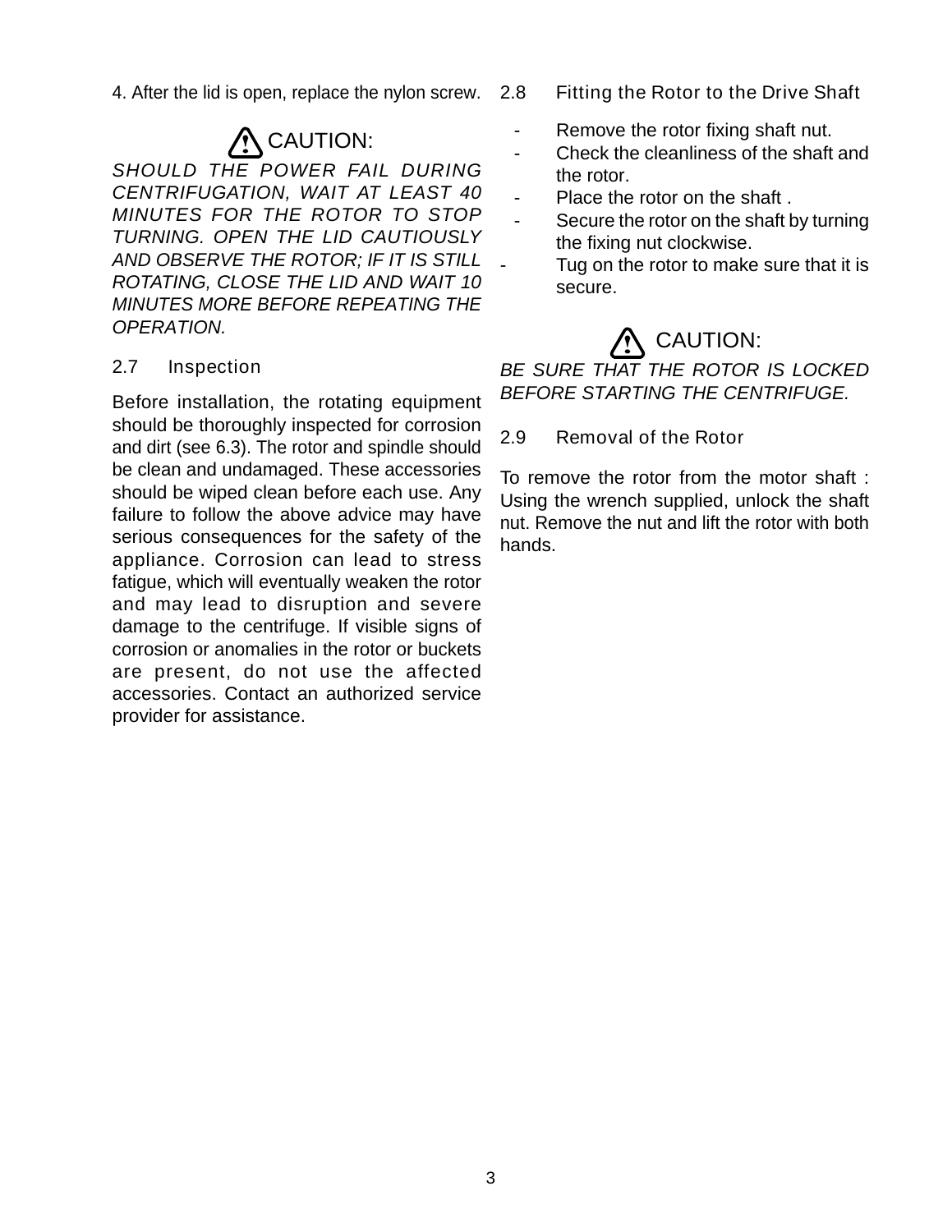4. After the lid is open, replace the nylon screw.

**CAUTION:**

*SHOULD THE POWER FAIL DURING CENTRIFUGATION, WAIT AT LEAST 40 MINUTES FOR THE ROTOR TO STOP TURNING. OPEN THE LID CAUTIOUSLY AND OBSERVE THE ROTOR; IF IT IS STILL ROTATING, CLOSE THE LID AND WAIT 10 MINUTES MORE BEFORE REPEATING THE OPERATION.*

## 2.7 Inspection

Before installation, the rotating equipment should be thoroughly inspected for corrosion and dirt (see 6.3). The rotor and spindle should be clean and undamaged. These accessories should be wiped clean before each use. Any failure to follow the above advice may have serious consequences for the safety of the appliance. Corrosion can lead to stress fatigue, which will eventually weaken the rotor and may lead to disruption and severe damage to the centrifuge. If visible signs of corrosion or anomalies in the rotor or buckets are present, do not use the affected accessories. Contact an authorized service provider for assistance.

## 2.8 Fitting the Rotor to the Drive Shaft

- Remove the rotor fixing shaft nut.
- Check the cleanliness of the shaft and the rotor.
- Place the rotor on the shaft .
- Secure the rotor on the shaft by turning the fixing nut clockwise.
- Tug on the rotor to make sure that it is secure.

**CAUTION:**

*BE SURE THAT THE ROTOR IS LOCKED BEFORE STARTING THE CENTRIFUGE.*

## 2.9 Removal of the Rotor

To remove the rotor from the motor shaft : Using the wrench supplied, unlock the shaft nut. Remove the nut and lift the rotor with both hands.